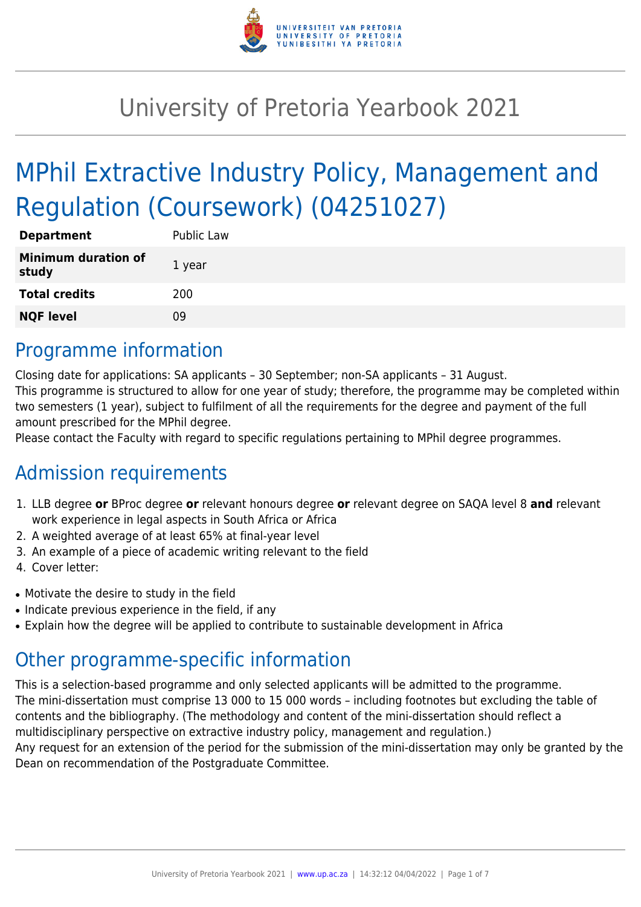# University of Pretoria Yearbook 2021

# MPhil Extractive Industry Policy, Management and Regulation (Coursework) (04251027)

| | |
|---|---|
| **Department** | Public Law |
| **Minimum duration of study** | 1 year |
| **Total credits** | 200 |
| **NQF level** | 09 |

## Programme information

Closing date for applications: SA applicants – 30 September; non-SA applicants – 31 August.
This programme is structured to allow for one year of study; therefore, the programme may be completed within two semesters (1 year), subject to fulfilment of all the requirements for the degree and payment of the full amount prescribed for the MPhil degree.
Please contact the Faculty with regard to specific regulations pertaining to MPhil degree programmes.

## Admission requirements

1. LLB degree **or** BProc degree **or** relevant honours degree **or** relevant degree on SAQA level 8 **and** relevant work experience in legal aspects in South Africa or Africa
2. A weighted average of at least 65% at final-year level
3. An example of a piece of academic writing relevant to the field
4. Cover letter:

- Motivate the desire to study in the field
- Indicate previous experience in the field, if any
- Explain how the degree will be applied to contribute to sustainable development in Africa

## Other programme-specific information

This is a selection-based programme and only selected applicants will be admitted to the programme.
The mini-dissertation must comprise 13 000 to 15 000 words – including footnotes but excluding the table of contents and the bibliography. (The methodology and content of the mini-dissertation should reflect a multidisciplinary perspective on extractive industry policy, management and regulation.)
Any request for an extension of the period for the submission of the mini-dissertation may only be granted by the Dean on recommendation of the Postgraduate Committee.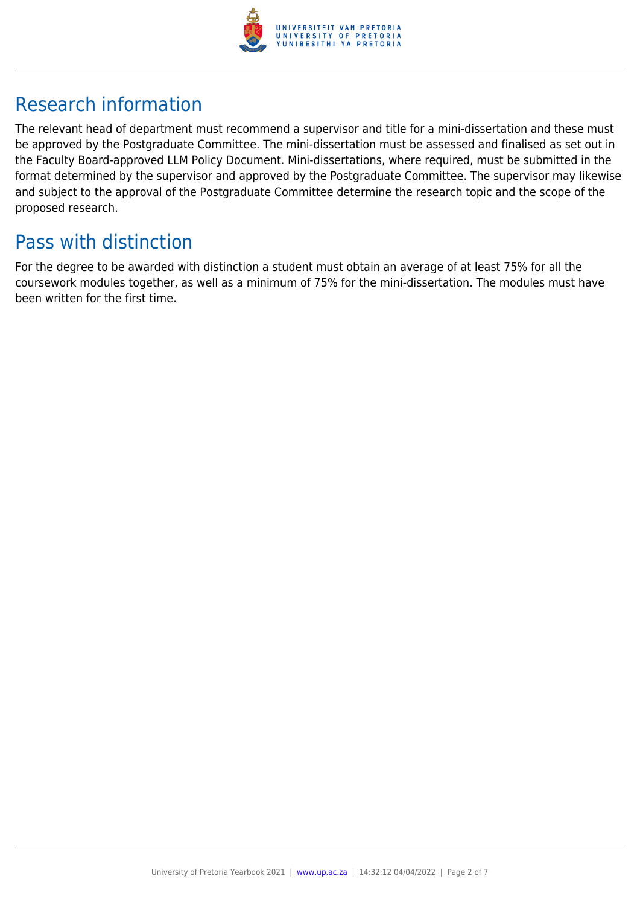## Research information

The relevant head of department must recommend a supervisor and title for a mini-dissertation and these must be approved by the Postgraduate Committee. The mini-dissertation must be assessed and finalised as set out in the Faculty Board-approved LLM Policy Document. Mini-dissertations, where required, must be submitted in the format determined by the supervisor and approved by the Postgraduate Committee. The supervisor may likewise and subject to the approval of the Postgraduate Committee determine the research topic and the scope of the proposed research.

## Pass with distinction

For the degree to be awarded with distinction a student must obtain an average of at least 75% for all the coursework modules together, as well as a minimum of 75% for the mini-dissertation. The modules must have been written for the first time.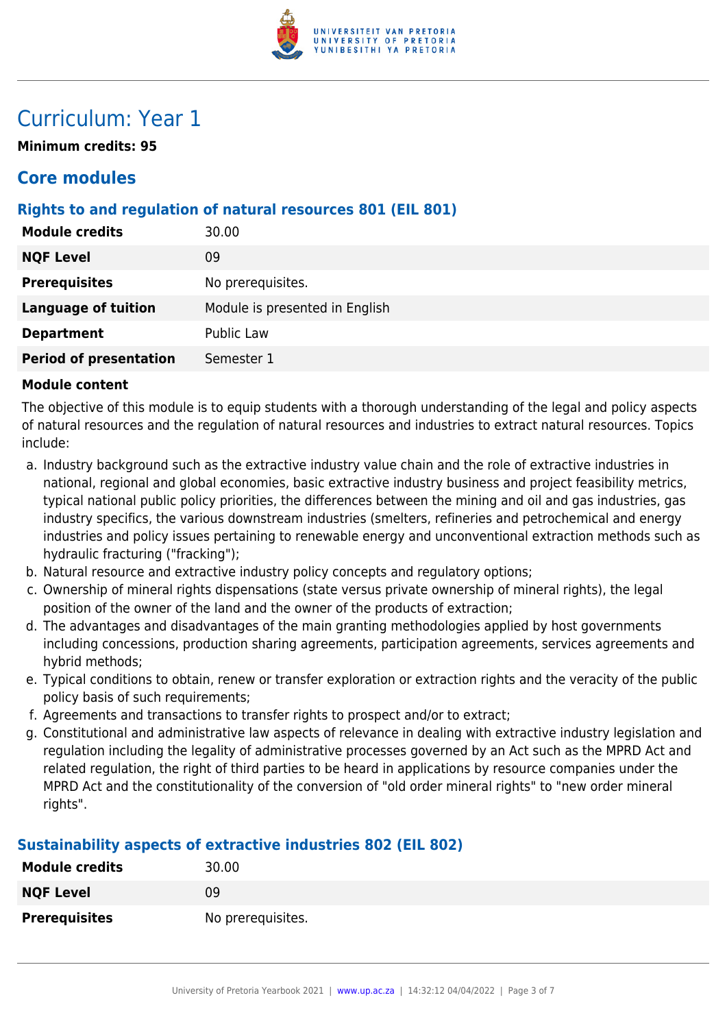# Curriculum: Year 1

**Minimum credits: 95**

## Core modules

### Rights to and regulation of natural resources 801 (EIL 801)

| | |
|---|---|
| **Module credits** | 30.00 |
| **NQF Level** | 09 |
| **Prerequisites** | No prerequisites. |
| **Language of tuition** | Module is presented in English |
| **Department** | Public Law |
| **Period of presentation** | Semester 1 |

**Module content**

The objective of this module is to equip students with a thorough understanding of the legal and policy aspects of natural resources and the regulation of natural resources and industries to extract natural resources. Topics include:

a. Industry background such as the extractive industry value chain and the role of extractive industries in national, regional and global economies, basic extractive industry business and project feasibility metrics, typical national public policy priorities, the differences between the mining and oil and gas industries, gas industry specifics, the various downstream industries (smelters, refineries and petrochemical and energy industries and policy issues pertaining to renewable energy and unconventional extraction methods such as hydraulic fracturing ("fracking");
b. Natural resource and extractive industry policy concepts and regulatory options;
c. Ownership of mineral rights dispensations (state versus private ownership of mineral rights), the legal position of the owner of the land and the owner of the products of extraction;
d. The advantages and disadvantages of the main granting methodologies applied by host governments including concessions, production sharing agreements, participation agreements, services agreements and hybrid methods;
e. Typical conditions to obtain, renew or transfer exploration or extraction rights and the veracity of the public policy basis of such requirements;
f. Agreements and transactions to transfer rights to prospect and/or to extract;
g. Constitutional and administrative law aspects of relevance in dealing with extractive industry legislation and regulation including the legality of administrative processes governed by an Act such as the MPRD Act and related regulation, the right of third parties to be heard in applications by resource companies under the MPRD Act and the constitutionality of the conversion of "old order mineral rights" to "new order mineral rights".

### Sustainability aspects of extractive industries 802 (EIL 802)

| | |
|---|---|
| **Module credits** | 30.00 |
| **NQF Level** | 09 |
| **Prerequisites** | No prerequisites. |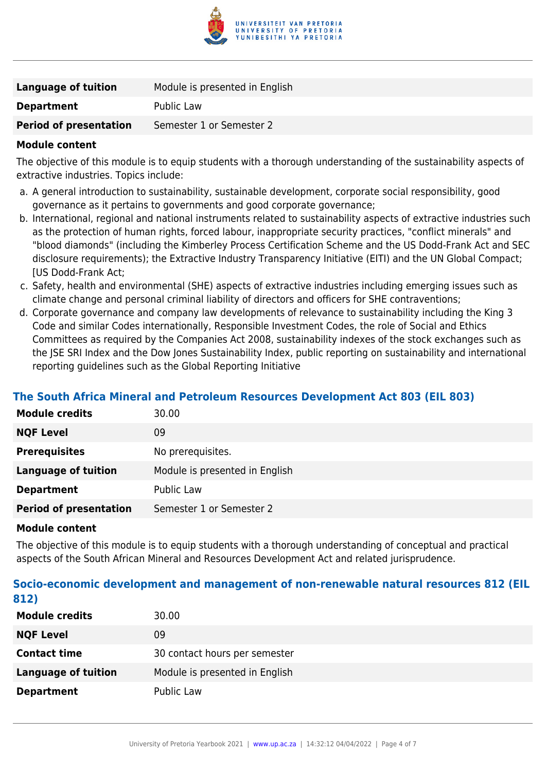| | |
|---|---|
| **Language of tuition** | Module is presented in English |
| **Department** | Public Law |
| **Period of presentation** | Semester 1 or Semester 2 |

**Module content**

The objective of this module is to equip students with a thorough understanding of the sustainability aspects of extractive industries. Topics include:

a. A general introduction to sustainability, sustainable development, corporate social responsibility, good governance as it pertains to governments and good corporate governance;
b. International, regional and national instruments related to sustainability aspects of extractive industries such as the protection of human rights, forced labour, inappropriate security practices, "conflict minerals" and "blood diamonds" (including the Kimberley Process Certification Scheme and the US Dodd-Frank Act and SEC disclosure requirements); the Extractive Industry Transparency Initiative (EITI) and the UN Global Compact; [US Dodd-Frank Act;
c. Safety, health and environmental (SHE) aspects of extractive industries including emerging issues such as climate change and personal criminal liability of directors and officers for SHE contraventions;
d. Corporate governance and company law developments of relevance to sustainability including the King 3 Code and similar Codes internationally, Responsible Investment Codes, the role of Social and Ethics Committees as required by the Companies Act 2008, sustainability indexes of the stock exchanges such as the JSE SRI Index and the Dow Jones Sustainability Index, public reporting on sustainability and international reporting guidelines such as the Global Reporting Initiative

### The South Africa Mineral and Petroleum Resources Development Act 803 (EIL 803)

| | |
|---|---|
| **Module credits** | 30.00 |
| **NQF Level** | 09 |
| **Prerequisites** | No prerequisites. |
| **Language of tuition** | Module is presented in English |
| **Department** | Public Law |
| **Period of presentation** | Semester 1 or Semester 2 |

**Module content**

The objective of this module is to equip students with a thorough understanding of conceptual and practical aspects of the South African Mineral and Resources Development Act and related jurisprudence.

### Socio-economic development and management of non-renewable natural resources 812 (EIL 812)

| | |
|---|---|
| **Module credits** | 30.00 |
| **NQF Level** | 09 |
| **Contact time** | 30 contact hours per semester |
| **Language of tuition** | Module is presented in English |
| **Department** | Public Law |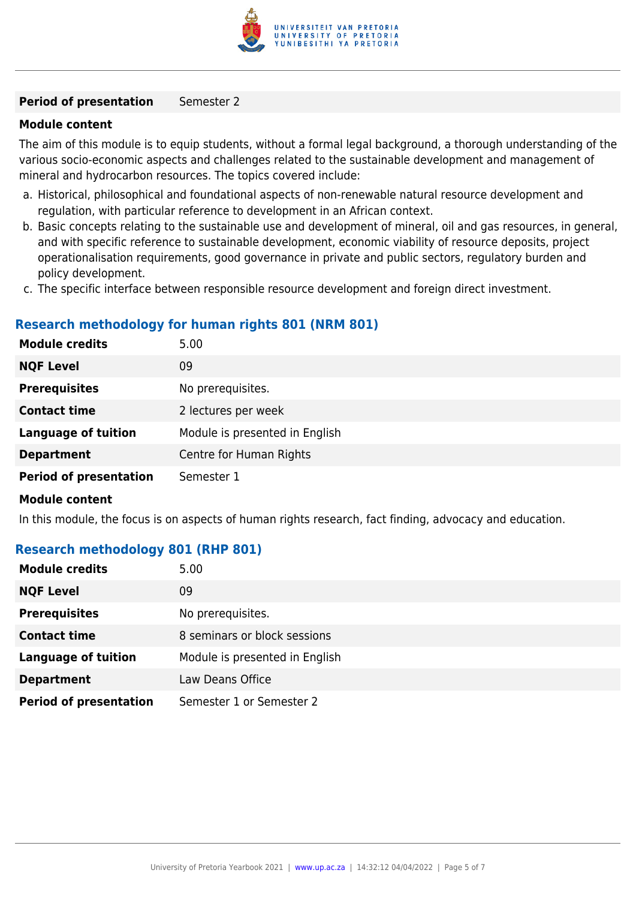| | |
|---|---|
| **Period of presentation** | Semester 2 |

**Module content**

The aim of this module is to equip students, without a formal legal background, a thorough understanding of the various socio-economic aspects and challenges related to the sustainable development and management of mineral and hydrocarbon resources. The topics covered include:

a. Historical, philosophical and foundational aspects of non-renewable natural resource development and regulation, with particular reference to development in an African context.
b. Basic concepts relating to the sustainable use and development of mineral, oil and gas resources, in general, and with specific reference to sustainable development, economic viability of resource deposits, project operationalisation requirements, good governance in private and public sectors, regulatory burden and policy development.
c. The specific interface between responsible resource development and foreign direct investment.

### Research methodology for human rights 801 (NRM 801)

| | |
|---|---|
| **Module credits** | 5.00 |
| **NQF Level** | 09 |
| **Prerequisites** | No prerequisites. |
| **Contact time** | 2 lectures per week |
| **Language of tuition** | Module is presented in English |
| **Department** | Centre for Human Rights |
| **Period of presentation** | Semester 1 |

**Module content**

In this module, the focus is on aspects of human rights research, fact finding, advocacy and education.

### Research methodology 801 (RHP 801)

| | |
|---|---|
| **Module credits** | 5.00 |
| **NQF Level** | 09 |
| **Prerequisites** | No prerequisites. |
| **Contact time** | 8 seminars or block sessions |
| **Language of tuition** | Module is presented in English |
| **Department** | Law Deans Office |
| **Period of presentation** | Semester 1 or Semester 2 |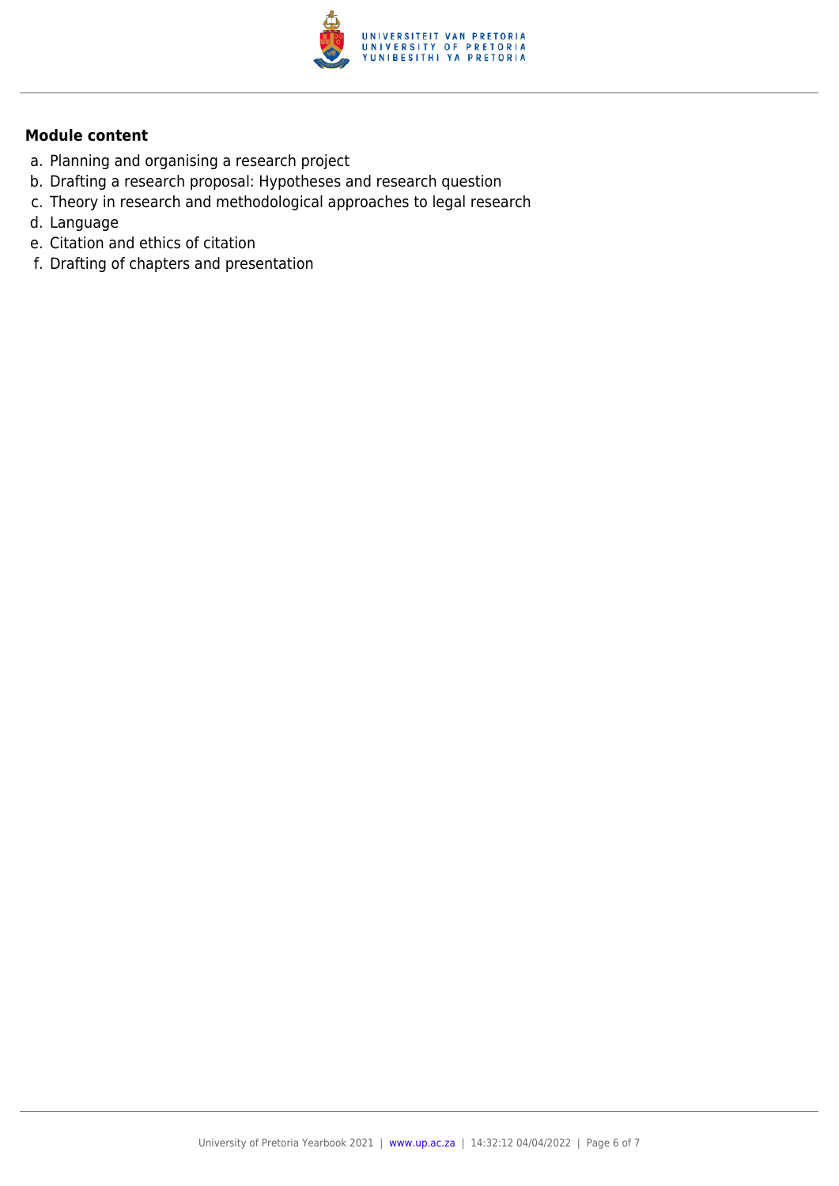**Module content**

a. Planning and organising a research project
b. Drafting a research proposal: Hypotheses and research question
c. Theory in research and methodological approaches to legal research
d. Language
e. Citation and ethics of citation
f. Drafting of chapters and presentation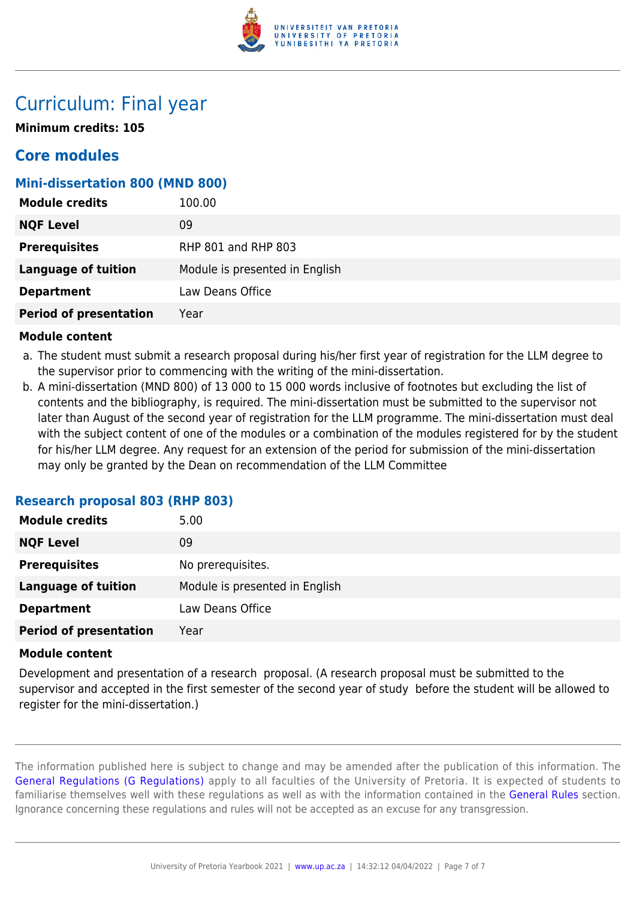# Curriculum: Final year

**Minimum credits: 105**

## Core modules

### Mini-dissertation 800 (MND 800)

| | |
|---|---|
| **Module credits** | 100.00 |
| **NQF Level** | 09 |
| **Prerequisites** | RHP 801 and RHP 803 |
| **Language of tuition** | Module is presented in English |
| **Department** | Law Deans Office |
| **Period of presentation** | Year |

**Module content**

a. The student must submit a research proposal during his/her first year of registration for the LLM degree to the supervisor prior to commencing with the writing of the mini-dissertation.
b. A mini-dissertation (MND 800) of 13 000 to 15 000 words inclusive of footnotes but excluding the list of contents and the bibliography, is required. The mini-dissertation must be submitted to the supervisor not later than August of the second year of registration for the LLM programme. The mini-dissertation must deal with the subject content of one of the modules or a combination of the modules registered for by the student for his/her LLM degree. Any request for an extension of the period for submission of the mini-dissertation may only be granted by the Dean on recommendation of the LLM Committee

### Research proposal 803 (RHP 803)

| | |
|---|---|
| **Module credits** | 5.00 |
| **NQF Level** | 09 |
| **Prerequisites** | No prerequisites. |
| **Language of tuition** | Module is presented in English |
| **Department** | Law Deans Office |
| **Period of presentation** | Year |

**Module content**

Development and presentation of a research proposal. (A research proposal must be submitted to the supervisor and accepted in the first semester of the second year of study before the student will be allowed to register for the mini-dissertation.)

The information published here is subject to change and may be amended after the publication of this information. The General Regulations (G Regulations) apply to all faculties of the University of Pretoria. It is expected of students to familiarise themselves well with these regulations as well as with the information contained in the General Rules section. Ignorance concerning these regulations and rules will not be accepted as an excuse for any transgression.